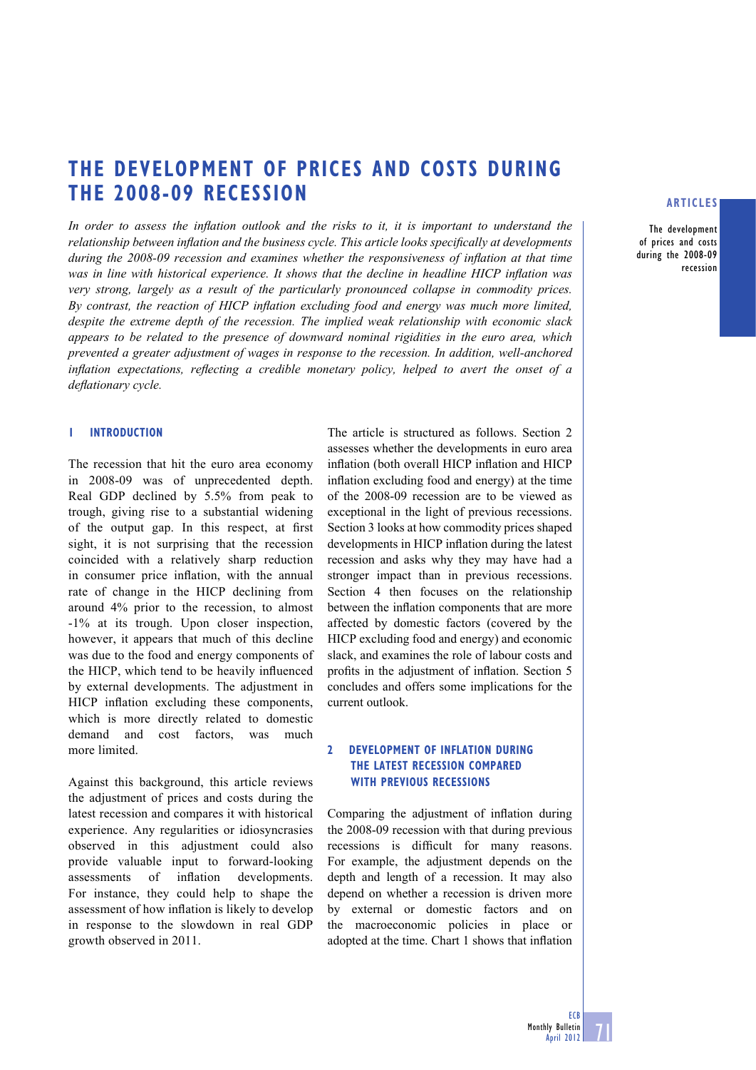# THE DEVELOPMENT OF PRICES AND COSTS DURING THE 2008-09 RECESSION

*In order to assess the inflation outlook and the risks to it, it is important to understand the relationship between inflation and the business cycle. This article looks specifically at developments during the 2008-09 recession and examines whether the responsiveness of inflation at that time was in line with historical experience. It shows that the decline in headline HICP inflation was very strong, largely as a result of the particularly pronounced collapse in commodity prices. By contrast, the reaction of HICP inflation excluding food and energy was much more limited, despite the extreme depth of the recession. The implied weak relationship with economic slack appears to be related to the presence of downward nominal rigidities in the euro area, which prevented a greater adjustment of wages in response to the recession. In addition, well-anchored inflation expectations, reflecting a credible monetary policy, helped to avert the onset of a deflationary cycle.*

## 1 INTRODUCTION

The recession that hit the euro area economy in 2008-09 was of unprecedented depth. Real GDP declined by 5.5% from peak to trough, giving rise to a substantial widening of the output gap. In this respect, at first sight, it is not surprising that the recession coincided with a relatively sharp reduction in consumer price inflation, with the annual rate of change in the HICP declining from around 4% prior to the recession, to almost -1% at its trough. Upon closer inspection, however, it appears that much of this decline was due to the food and energy components of the HICP, which tend to be heavily influenced by external developments. The adjustment in HICP inflation excluding these components, which is more directly related to domestic demand and cost factors, was much more limited.

Against this background, this article reviews the adjustment of prices and costs during the latest recession and compares it with historical experience. Any regularities or idiosyncrasies observed in this adjustment could also provide valuable input to forward-looking assessments of inflation developments. For instance, they could help to shape the assessment of how inflation is likely to develop in response to the slowdown in real GDP growth observed in 2011.

The article is structured as follows. Section 2 assesses whether the developments in euro area inflation (both overall HICP inflation and HICP inflation excluding food and energy) at the time of the 2008-09 recession are to be viewed as exceptional in the light of previous recessions. Section 3 looks at how commodity prices shaped developments in HICP inflation during the latest recession and asks why they may have had a stronger impact than in previous recessions. Section 4 then focuses on the relationship between the inflation components that are more affected by domestic factors (covered by the HICP excluding food and energy) and economic slack, and examines the role of labour costs and profits in the adjustment of inflation. Section 5 concludes and offers some implications for the current outlook.

## 2 DEVELOPMENT OF INFLATION DURING THE LATEST RECESSION COMPARED WITH PREVIOUS RECESSIONS

Comparing the adjustment of inflation during the 2008-09 recession with that during previous recessions is difficult for many reasons. For example, the adjustment depends on the depth and length of a recession. It may also depend on whether a recession is driven more by external or domestic factors and on the macroeconomic policies in place or adopted at the time. Chart 1 shows that inflation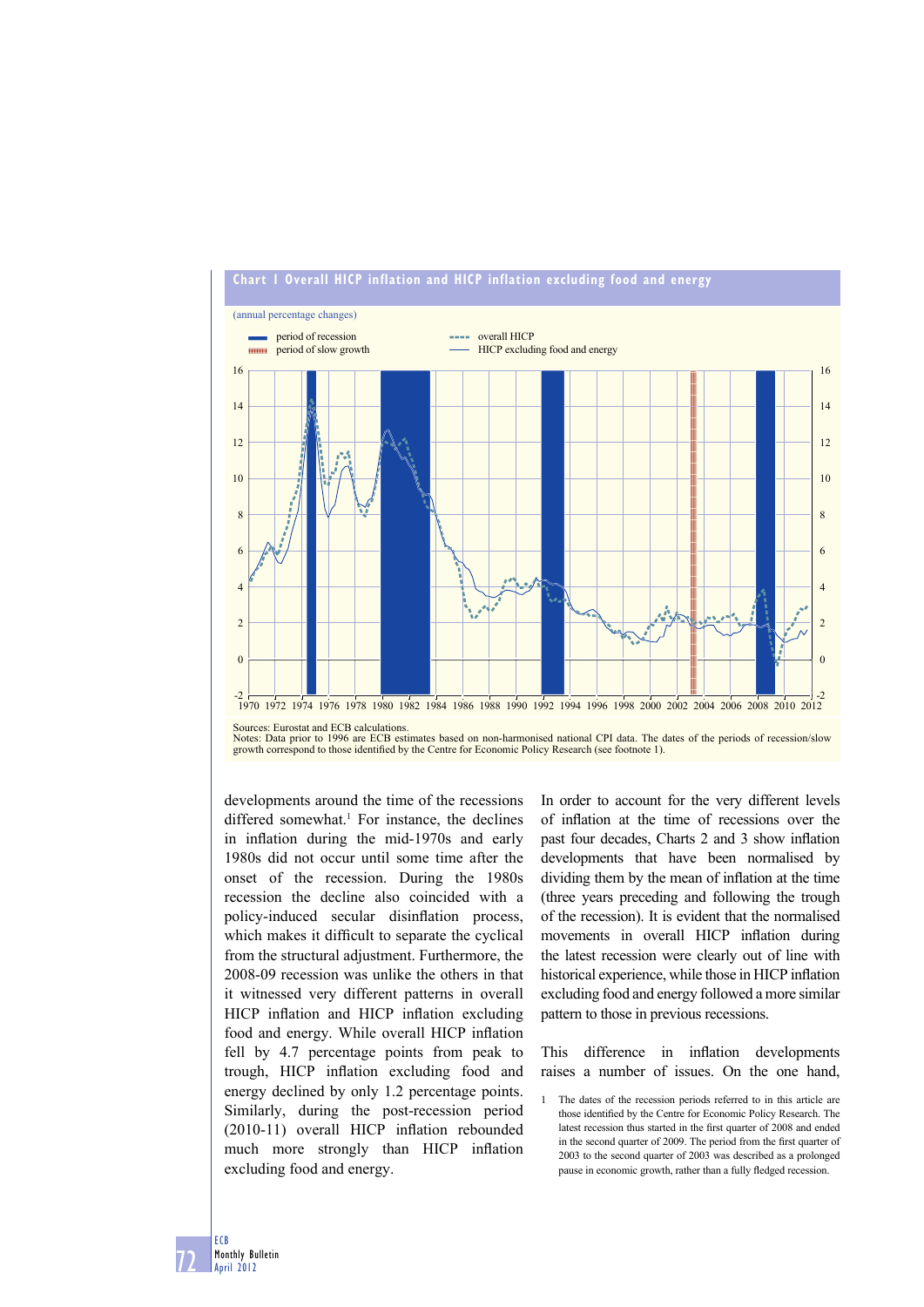**Chart 1 Overall HICP inflation and HICP inflation excluding food and energy**

(annual percentage changes)

- period of recession
- period of slow growth
- overall HICP
- HICP excluding food and energy

Sources: Eurostat and ECB calculations.
Notes: Data prior to 1996 are ECB estimates based on non-harmonised national CPI data. The dates of the periods of recession/slow growth correspond to those identified by the Centre for Economic Policy Research (see footnote 1).

developments around the time of the recessions differed somewhat.[1] For instance, the declines in inflation during the mid-1970s and early 1980s did not occur until some time after the onset of the recession. During the 1980s recession the decline also coincided with a policy-induced secular disinflation process, which makes it difficult to separate the cyclical from the structural adjustment. Furthermore, the 2008-09 recession was unlike the others in that it witnessed very different patterns in overall HICP inflation and HICP inflation excluding food and energy. While overall HICP inflation fell by 4.7 percentage points from peak to trough, HICP inflation excluding food and energy declined by only 1.2 percentage points. Similarly, during the post-recession period (2010-11) overall HICP inflation rebounded much more strongly than HICP inflation excluding food and energy.

In order to account for the very different levels of inflation at the time of recessions over the past four decades, Charts 2 and 3 show inflation developments that have been normalised by dividing them by the mean of inflation at the time (three years preceding and following the trough of the recession). It is evident that the normalised movements in overall HICP inflation during the latest recession were clearly out of line with historical experience, while those in HICP inflation excluding food and energy followed a more similar pattern to those in previous recessions.

This difference in inflation developments raises a number of issues. On the one hand,

1 The dates of the recession periods referred to in this article are those identified by the Centre for Economic Policy Research. The latest recession thus started in the first quarter of 2008 and ended in the second quarter of 2009. The period from the first quarter of 2003 to the second quarter of 2003 was described as a prolonged pause in economic growth, rather than a fully fledged recession.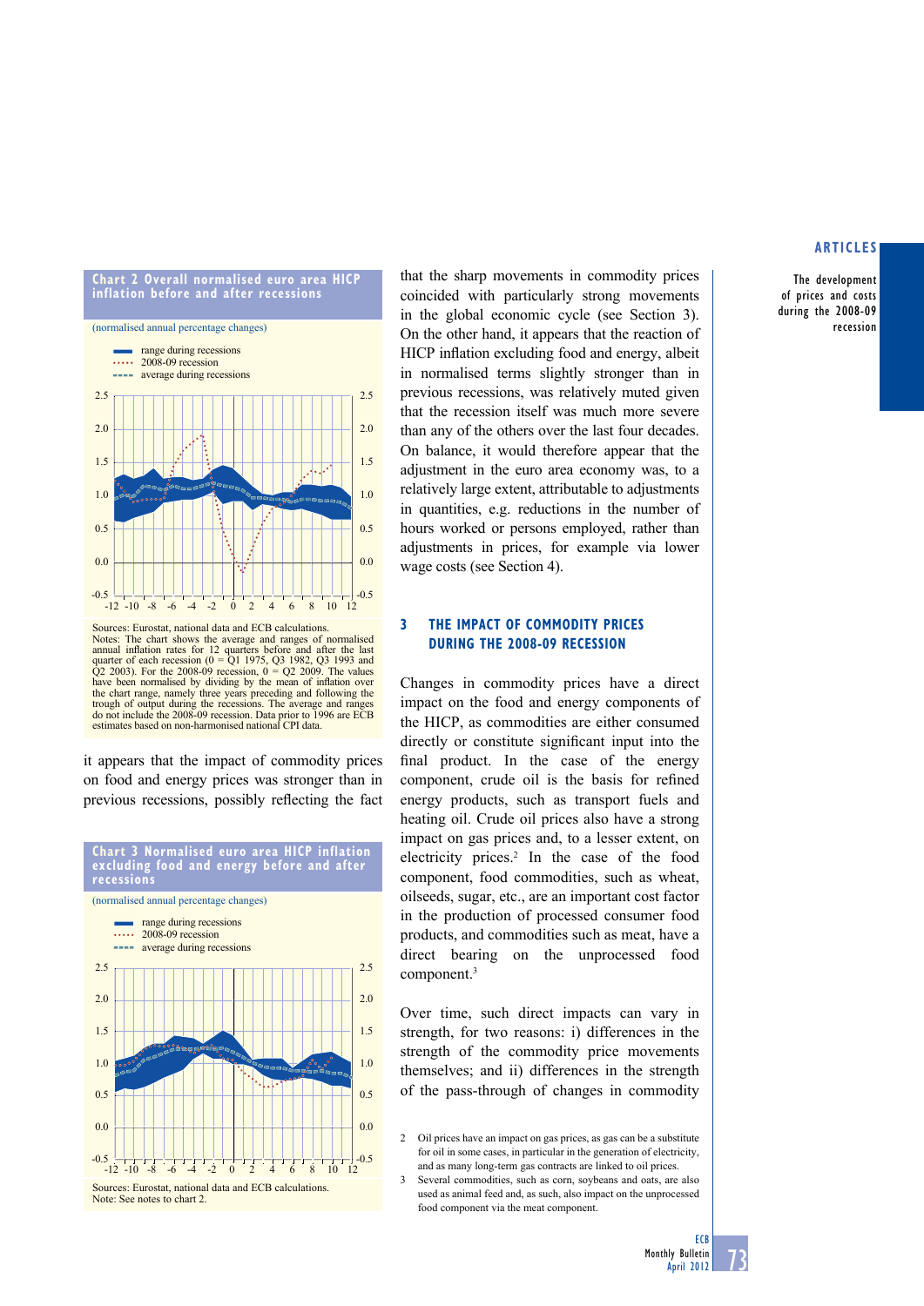**Chart 2 Overall normalised euro area HICP inflation before and after recessions**

(normalised annual percentage changes)

- range during recessions
- 2008-09 recession
- average during recessions

Sources: Eurostat, national data and ECB calculations.
Notes: The chart shows the average and ranges of normalised annual inflation rates for 12 quarters before and after the last quarter of each recession (0 = Q1 1975, Q3 1982, Q3 1993 and Q2 2003). For the 2008-09 recession, 0 = Q2 2009. The values have been normalised by dividing by the mean of inflation over the chart range, namely three years preceding and following the trough of output during the recessions. The average and ranges do not include the 2008-09 recession. Data prior to 1996 are ECB estimates based on non-harmonised national CPI data.

it appears that the impact of commodity prices on food and energy prices was stronger than in previous recessions, possibly reflecting the fact that the sharp movements in commodity prices coincided with particularly strong movements in the global economic cycle (see Section 3). On the other hand, it appears that the reaction of HICP inflation excluding food and energy, albeit in normalised terms slightly stronger than in previous recessions, was relatively muted given that the recession itself was much more severe than any of the others over the last four decades. On balance, it would therefore appear that the adjustment in the euro area economy was, to a relatively large extent, attributable to adjustments in quantities, e.g. reductions in the number of hours worked or persons employed, rather than adjustments in prices, for example via lower wage costs (see Section 4).

**Chart 3 Normalised euro area HICP inflation excluding food and energy before and after recessions**

(normalised annual percentage changes)

- range during recessions
- 2008-09 recession
- average during recessions

Sources: Eurostat, national data and ECB calculations.
Note: See notes to chart 2.

## 3 THE IMPACT OF COMMODITY PRICES DURING THE 2008-09 RECESSION

Changes in commodity prices have a direct impact on the food and energy components of the HICP, as commodities are either consumed directly or constitute significant input into the final product. In the case of the energy component, crude oil is the basis for refined energy products, such as transport fuels and heating oil. Crude oil prices also have a strong impact on gas prices and, to a lesser extent, on electricity prices.[2] In the case of the food component, food commodities, such as wheat, oilseeds, sugar, etc., are an important cost factor in the production of processed consumer food products, and commodities such as meat, have a direct bearing on the unprocessed food component.[3]

Over time, such direct impacts can vary in strength, for two reasons: i) differences in the strength of the commodity price movements themselves; and ii) differences in the strength of the pass-through of changes in commodity

2 Oil prices have an impact on gas prices, as gas can be a substitute for oil in some cases, in particular in the generation of electricity, and as many long-term gas contracts are linked to oil prices.

3 Several commodities, such as corn, soybeans and oats, are also used as animal feed and, as such, also impact on the unprocessed food component via the meat component.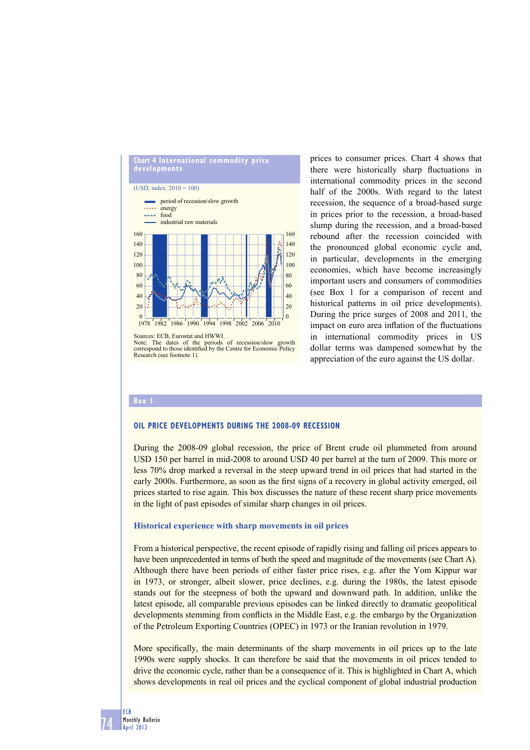**Chart 4 International commodity price developments**

(USD; index: 2010 = 100)

- period of recession/slow growth
- energy
- food
- industrial raw materials

Sources: ECB, Eurostat and HWWI.
Note: The dates of the periods of recession/slow growth correspond to those identified by the Centre for Economic Policy Research (see footnote 1).

prices to consumer prices. Chart 4 shows that there were historically sharp fluctuations in international commodity prices in the second half of the 2000s. With regard to the latest recession, the sequence of a broad-based surge in prices prior to the recession, a broad-based slump during the recession, and a broad-based rebound after the recession coincided with the pronounced global economic cycle and, in particular, developments in the emerging economies, which have become increasingly important users and consumers of commodities (see Box 1 for a comparison of recent and historical patterns in oil price developments). During the price surges of 2008 and 2011, the impact on euro area inflation of the fluctuations in international commodity prices in US dollar terms was dampened somewhat by the appreciation of the euro against the US dollar.

## Box 1

### OIL PRICE DEVELOPMENTS DURING THE 2008-09 RECESSION

During the 2008-09 global recession, the price of Brent crude oil plummeted from around USD 150 per barrel in mid-2008 to around USD 40 per barrel at the turn of 2009. This more or less 70% drop marked a reversal in the steep upward trend in oil prices that had started in the early 2000s. Furthermore, as soon as the first signs of a recovery in global activity emerged, oil prices started to rise again. This box discusses the nature of these recent sharp price movements in the light of past episodes of similar sharp changes in oil prices.

#### Historical experience with sharp movements in oil prices

From a historical perspective, the recent episode of rapidly rising and falling oil prices appears to have been unprecedented in terms of both the speed and magnitude of the movements (see Chart A). Although there have been periods of either faster price rises, e.g. after the Yom Kippur war in 1973, or stronger, albeit slower, price declines, e.g. during the 1980s, the latest episode stands out for the steepness of both the upward and downward path. In addition, unlike the latest episode, all comparable previous episodes can be linked directly to dramatic geopolitical developments stemming from conflicts in the Middle East, e.g. the embargo by the Organization of the Petroleum Exporting Countries (OPEC) in 1973 or the Iranian revolution in 1979.

More specifically, the main determinants of the sharp movements in oil prices up to the late 1990s were supply shocks. It can therefore be said that the movements in oil prices tended to drive the economic cycle, rather than be a consequence of it. This is highlighted in Chart A, which shows developments in real oil prices and the cyclical component of global industrial production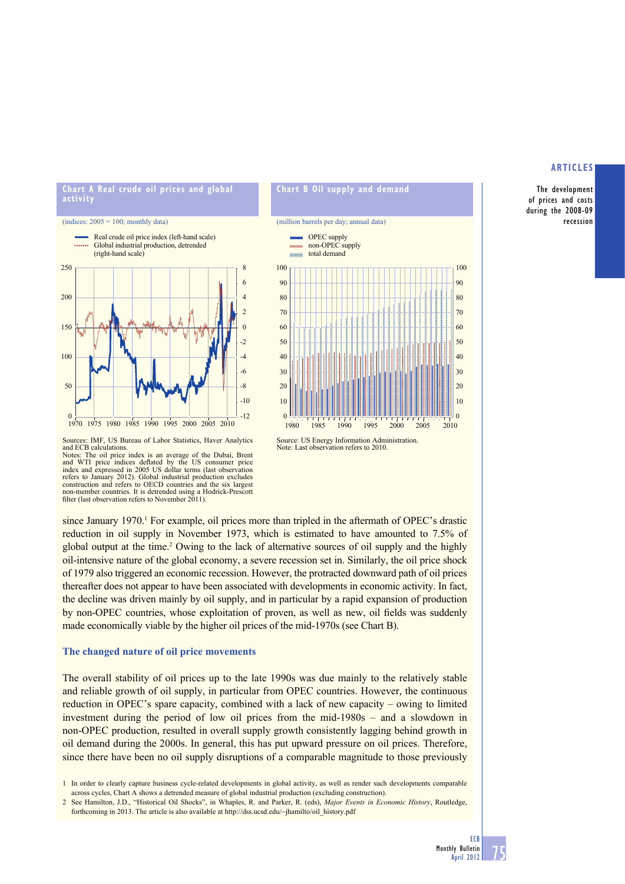**Chart A Real crude oil prices and global activity**

(indices: 2005 = 100; monthly data)

Sources: IMF, US Bureau of Labor Statistics, Haver Analytics and ECB calculations.
Notes: The oil price index is an average of the Dubai, Brent and WTI price indices deflated by the US consumer price index and expressed in 2005 US dollar terms (last observation refers to January 2012). Global industrial production excludes construction and refers to OECD countries and the six largest non-member countries. It is detrended using a Hodrick-Prescott filter (last observation refers to November 2011).

**Chart B Oil supply and demand**

(million barrels per day; annual data)

Source: US Energy Information Administration.
Note: Last observation refers to 2010.

since January 1970.[1] For example, oil prices more than tripled in the aftermath of OPEC's drastic reduction in oil supply in November 1973, which is estimated to have amounted to 7.5% of global output at the time.[2] Owing to the lack of alternative sources of oil supply and the highly oil-intensive nature of the global economy, a severe recession set in. Similarly, the oil price shock of 1979 also triggered an economic recession. However, the protracted downward path of oil prices thereafter does not appear to have been associated with developments in economic activity. In fact, the decline was driven mainly by oil supply, and in particular by a rapid expansion of production by non-OPEC countries, whose exploitation of proven, as well as new, oil fields was suddenly made economically viable by the higher oil prices of the mid-1970s (see Chart B).

### The changed nature of oil price movements

The overall stability of oil prices up to the late 1990s was due mainly to the relatively stable and reliable growth of oil supply, in particular from OPEC countries. However, the continuous reduction in OPEC's spare capacity, combined with a lack of new capacity – owing to limited investment during the period of low oil prices from the mid-1980s – and a slowdown in non-OPEC production, resulted in overall supply growth consistently lagging behind growth in oil demand during the 2000s. In general, this has put upward pressure on oil prices. Therefore, since there have been no oil supply disruptions of a comparable magnitude to those previously

1 In order to clearly capture business cycle-related developments in global activity, as well as render such developments comparable across cycles, Chart A shows a detrended measure of global industrial production (excluding construction).

2 See Hamilton, J.D., "Historical Oil Shocks", in Whaples, R. and Parker, R. (eds), *Major Events in Economic History*, Routledge, forthcoming in 2013. The article is also available at http://dss.ucsd.edu/~jhamilto/oil_history.pdf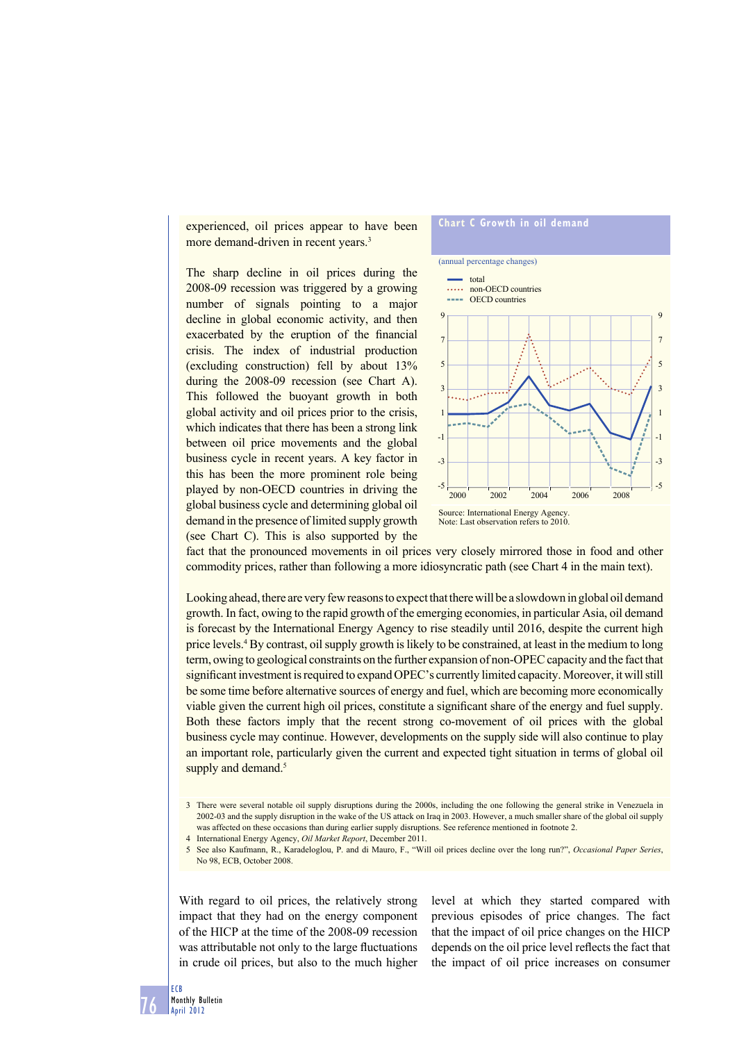experienced, oil prices appear to have been more demand-driven in recent years.[3]

The sharp decline in oil prices during the 2008-09 recession was triggered by a growing number of signals pointing to a major decline in global economic activity, and then exacerbated by the eruption of the financial crisis. The index of industrial production (excluding construction) fell by about 13% during the 2008-09 recession (see Chart A). This followed the buoyant growth in both global activity and oil prices prior to the crisis, which indicates that there has been a strong link between oil price movements and the global business cycle in recent years. A key factor in this has been the more prominent role being played by non-OECD countries in driving the global business cycle and determining global oil demand in the presence of limited supply growth (see Chart C). This is also supported by the fact that the pronounced movements in oil prices very closely mirrored those in food and other commodity prices, rather than following a more idiosyncratic path (see Chart 4 in the main text).

**Chart C Growth in oil demand**

(annual percentage changes)

- total
- non-OECD countries
- OECD countries

Source: International Energy Agency.
Note: Last observation refers to 2010.

Looking ahead, there are very few reasons to expect that there will be a slowdown in global oil demand growth. In fact, owing to the rapid growth of the emerging economies, in particular Asia, oil demand is forecast by the International Energy Agency to rise steadily until 2016, despite the current high price levels.[4] By contrast, oil supply growth is likely to be constrained, at least in the medium to long term, owing to geological constraints on the further expansion of non-OPEC capacity and the fact that significant investment is required to expand OPEC's currently limited capacity. Moreover, it will still be some time before alternative sources of energy and fuel, which are becoming more economically viable given the current high oil prices, constitute a significant share of the energy and fuel supply. Both these factors imply that the recent strong co-movement of oil prices with the global business cycle may continue. However, developments on the supply side will also continue to play an important role, particularly given the current and expected tight situation in terms of global oil supply and demand.[5]

3 There were several notable oil supply disruptions during the 2000s, including the one following the general strike in Venezuela in 2002-03 and the supply disruption in the wake of the US attack on Iraq in 2003. However, a much smaller share of the global oil supply was affected on these occasions than during earlier supply disruptions. See reference mentioned in footnote 2.

4 International Energy Agency, *Oil Market Report*, December 2011.

5 See also Kaufmann, R., Karadeloglou, P. and di Mauro, F., "Will oil prices decline over the long run?", *Occasional Paper Series*, No 98, ECB, October 2008.

With regard to oil prices, the relatively strong impact that they had on the energy component of the HICP at the time of the 2008-09 recession was attributable not only to the large fluctuations in crude oil prices, but also to the much higher level at which they started compared with previous episodes of price changes. The fact that the impact of oil price changes on the HICP depends on the oil price level reflects the fact that the impact of oil price increases on consumer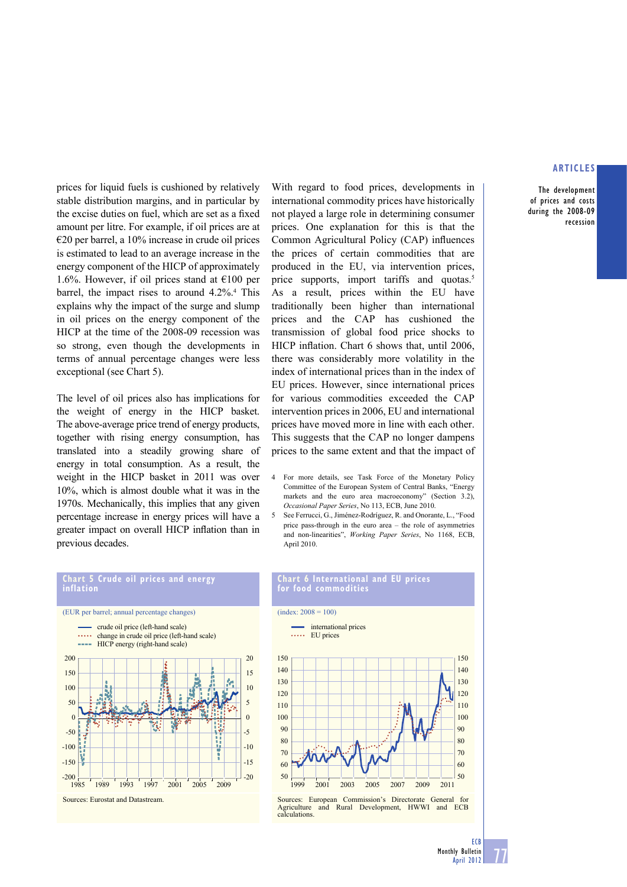prices for liquid fuels is cushioned by relatively stable distribution margins, and in particular by the excise duties on fuel, which are set as a fixed amount per litre. For example, if oil prices are at €20 per barrel, a 10% increase in crude oil prices is estimated to lead to an average increase in the energy component of the HICP of approximately 1.6%. However, if oil prices stand at €100 per barrel, the impact rises to around 4.2%.[4] This explains why the impact of the surge and slump in oil prices on the energy component of the HICP at the time of the 2008-09 recession was so strong, even though the developments in terms of annual percentage changes were less exceptional (see Chart 5).

The level of oil prices also has implications for the weight of energy in the HICP basket. The above-average price trend of energy products, together with rising energy consumption, has translated into a steadily growing share of energy in total consumption. As a result, the weight in the HICP basket in 2011 was over 10%, which is almost double what it was in the 1970s. Mechanically, this implies that any given percentage increase in energy prices will have a greater impact on overall HICP inflation than in previous decades.

With regard to food prices, developments in international commodity prices have historically not played a large role in determining consumer prices. One explanation for this is that the Common Agricultural Policy (CAP) influences the prices of certain commodities that are produced in the EU, via intervention prices, price supports, import tariffs and quotas.[5] As a result, prices within the EU have traditionally been higher than international prices and the CAP has cushioned the transmission of global food price shocks to HICP inflation. Chart 6 shows that, until 2006, there was considerably more volatility in the index of international prices than in the index of EU prices. However, since international prices for various commodities exceeded the CAP intervention prices in 2006, EU and international prices have moved more in line with each other. This suggests that the CAP no longer dampens prices to the same extent and that the impact of

4 For more details, see Task Force of the Monetary Policy Committee of the European System of Central Banks, "Energy markets and the euro area macroeconomy" (Section 3.2), *Occasional Paper Series*, No 113, ECB, June 2010.

5 See Ferrucci, G., Jiménez-Rodríguez, R. and Onorante, L., "Food price pass-through in the euro area – the role of asymmetries and non-linearities", *Working Paper Series*, No 1168, ECB, April 2010.

**Chart 5 Crude oil prices and energy inflation**

(EUR per barrel; annual percentage changes)

- crude oil price (left-hand scale)
- change in crude oil price (left-hand scale)
- HICP energy (right-hand scale)

Sources: Eurostat and Datastream.

**Chart 6 International and EU prices for food commodities**

(index: 2008 = 100)

- international prices
- EU prices

Sources: European Commission's Directorate General for Agriculture and Rural Development, HWWI and ECB calculations.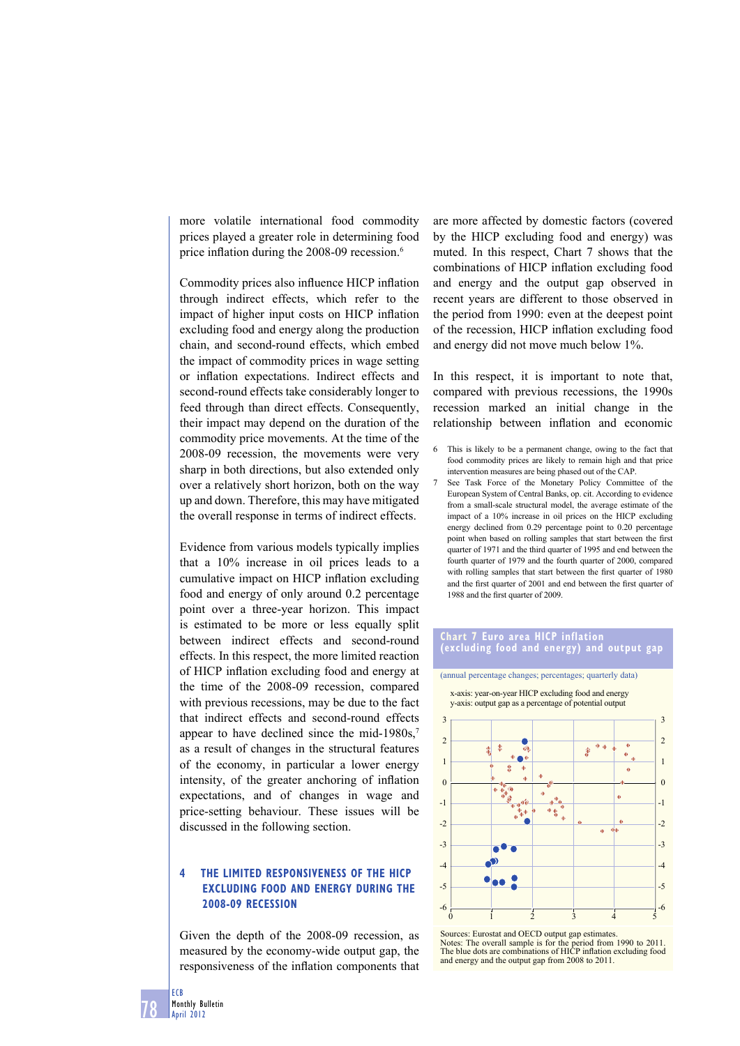more volatile international food commodity prices played a greater role in determining food price inflation during the 2008-09 recession.[6]

Commodity prices also influence HICP inflation through indirect effects, which refer to the impact of higher input costs on HICP inflation excluding food and energy along the production chain, and second-round effects, which embed the impact of commodity prices in wage setting or inflation expectations. Indirect effects and second-round effects take considerably longer to feed through than direct effects. Consequently, their impact may depend on the duration of the commodity price movements. At the time of the 2008-09 recession, the movements were very sharp in both directions, but also extended only over a relatively short horizon, both on the way up and down. Therefore, this may have mitigated the overall response in terms of indirect effects.

Evidence from various models typically implies that a 10% increase in oil prices leads to a cumulative impact on HICP inflation excluding food and energy of only around 0.2 percentage point over a three-year horizon. This impact is estimated to be more or less equally split between indirect effects and second-round effects. In this respect, the more limited reaction of HICP inflation excluding food and energy at the time of the 2008-09 recession, compared with previous recessions, may be due to the fact that indirect effects and second-round effects appear to have declined since the mid-1980s,[7] as a result of changes in the structural features of the economy, in particular a lower energy intensity, of the greater anchoring of inflation expectations, and of changes in wage and price-setting behaviour. These issues will be discussed in the following section.

## 4 THE LIMITED RESPONSIVENESS OF THE HICP EXCLUDING FOOD AND ENERGY DURING THE 2008-09 RECESSION

Given the depth of the 2008-09 recession, as measured by the economy-wide output gap, the responsiveness of the inflation components that are more affected by domestic factors (covered by the HICP excluding food and energy) was muted. In this respect, Chart 7 shows that the combinations of HICP inflation excluding food and energy and the output gap observed in recent years are different to those observed in the period from 1990: even at the deepest point of the recession, HICP inflation excluding food and energy did not move much below 1%.

In this respect, it is important to note that, compared with previous recessions, the 1990s recession marked an initial change in the relationship between inflation and economic

6 This is likely to be a permanent change, owing to the fact that food commodity prices are likely to remain high and that price intervention measures are being phased out of the CAP.

7 See Task Force of the Monetary Policy Committee of the European System of Central Banks, op. cit. According to evidence from a small-scale structural model, the average estimate of the impact of a 10% increase in oil prices on the HICP excluding energy declined from 0.29 percentage point to 0.20 percentage point when based on rolling samples that start between the first quarter of 1971 and the third quarter of 1995 and end between the fourth quarter of 1979 and the fourth quarter of 2000, compared with rolling samples that start between the first quarter of 1980 and the first quarter of 2001 and end between the first quarter of 1988 and the first quarter of 2009.

**Chart 7 Euro area HICP inflation (excluding food and energy) and output gap**

(annual percentage changes; percentages; quarterly data)

x-axis: year-on-year HICP excluding food and energy
y-axis: output gap as a percentage of potential output

Sources: Eurostat and OECD output gap estimates.
Notes: The overall sample is for the period from 1990 to 2011. The blue dots are combinations of HICP inflation excluding food and energy and the output gap from 2008 to 2011.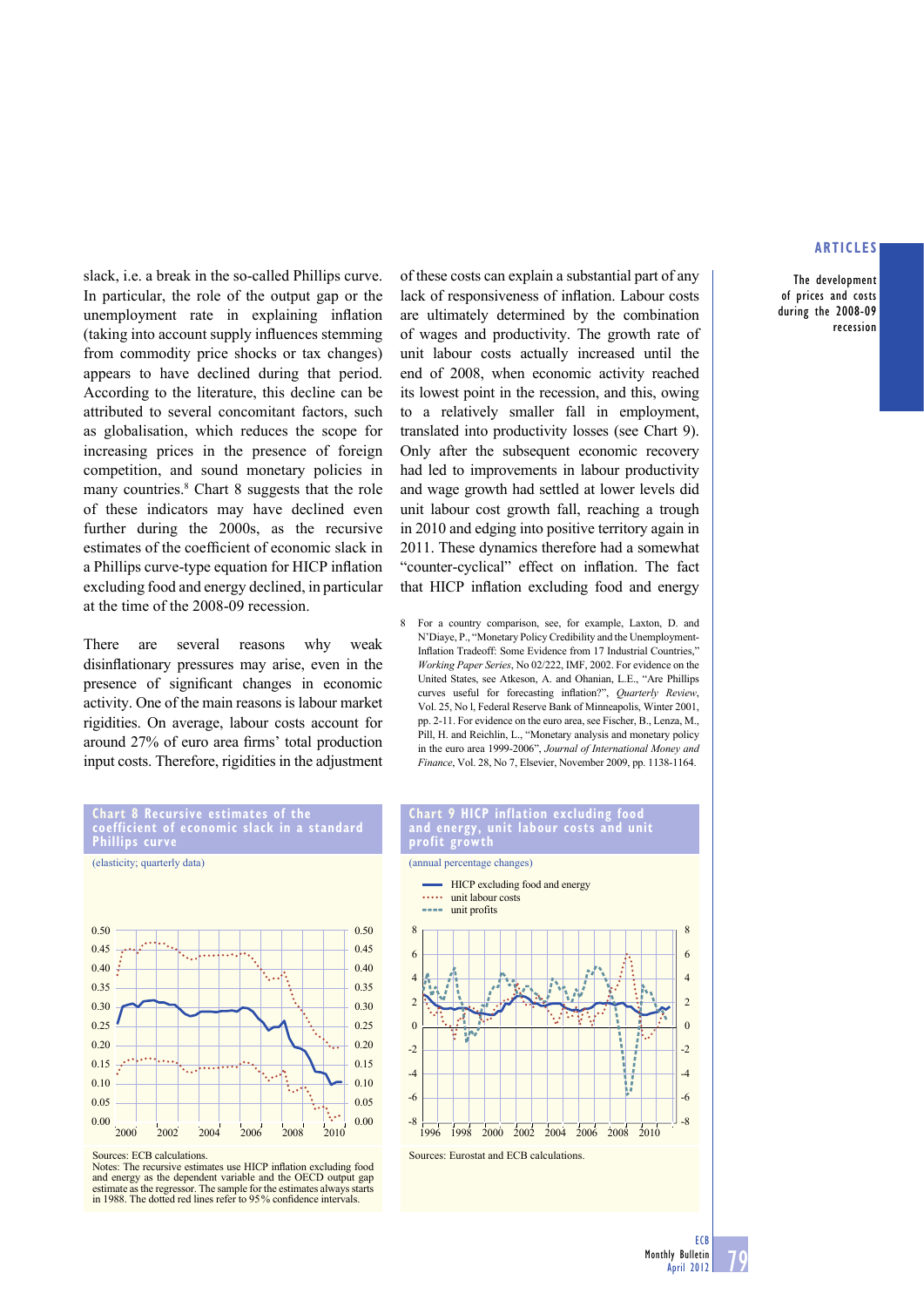slack, i.e. a break in the so-called Phillips curve. In particular, the role of the output gap or the unemployment rate in explaining inflation (taking into account supply influences stemming from commodity price shocks or tax changes) appears to have declined during that period. According to the literature, this decline can be attributed to several concomitant factors, such as globalisation, which reduces the scope for increasing prices in the presence of foreign competition, and sound monetary policies in many countries.[8] Chart 8 suggests that the role of these indicators may have declined even further during the 2000s, as the recursive estimates of the coefficient of economic slack in a Phillips curve-type equation for HICP inflation excluding food and energy declined, in particular at the time of the 2008-09 recession.

There are several reasons why weak disinflationary pressures may arise, even in the presence of significant changes in economic activity. One of the main reasons is labour market rigidities. On average, labour costs account for around 27% of euro area firms' total production input costs. Therefore, rigidities in the adjustment of these costs can explain a substantial part of any lack of responsiveness of inflation. Labour costs are ultimately determined by the combination of wages and productivity. The growth rate of unit labour costs actually increased until the end of 2008, when economic activity reached its lowest point in the recession, and this, owing to a relatively smaller fall in employment, translated into productivity losses (see Chart 9). Only after the subsequent economic recovery had led to improvements in labour productivity and wage growth had settled at lower levels did unit labour cost growth fall, reaching a trough in 2010 and edging into positive territory again in 2011. These dynamics therefore had a somewhat "counter-cyclical" effect on inflation. The fact that HICP inflation excluding food and energy

8 For a country comparison, see, for example, Laxton, D. and N'Diaye, P., "Monetary Policy Credibility and the Unemployment-Inflation Tradeoff: Some Evidence from 17 Industrial Countries," *Working Paper Series*, No 02/222, IMF, 2002. For evidence on the United States, see Atkeson, A. and Ohanian, L.E., "Are Phillips curves useful for forecasting inflation?", *Quarterly Review*, Vol. 25, No l, Federal Reserve Bank of Minneapolis, Winter 2001, pp. 2-11. For evidence on the euro area, see Fischer, B., Lenza, M., Pill, H. and Reichlin, L., "Monetary analysis and monetary policy in the euro area 1999-2006", *Journal of International Money and Finance*, Vol. 28, No 7, Elsevier, November 2009, pp. 1138-1164.

**Chart 8 Recursive estimates of the coefficient of economic slack in a standard Phillips curve**

(elasticity; quarterly data)

Sources: ECB calculations.
Notes: The recursive estimates use HICP inflation excluding food and energy as the dependent variable and the OECD output gap estimate as the regressor. The sample for the estimates always starts in 1988. The dotted red lines refer to 95% confidence intervals.

**Chart 9 HICP inflation excluding food and energy, unit labour costs and unit profit growth**

(annual percentage changes)

- HICP excluding food and energy
- unit labour costs
- unit profits

Sources: Eurostat and ECB calculations.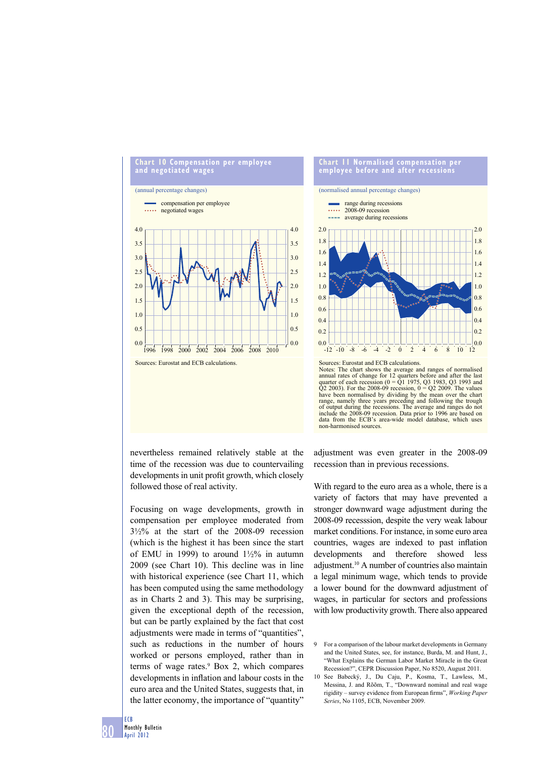**Chart 10 Compensation per employee and negotiated wages**

(annual percentage changes)

- compensation per employee
- negotiated wages

Sources: Eurostat and ECB calculations.

**Chart 11 Normalised compensation per employee before and after recessions**

(normalised annual percentage changes)

- range during recessions
- 2008-09 recession
- average during recessions

Sources: Eurostat and ECB calculations.
Notes: The chart shows the average and ranges of normalised annual rates of change for 12 quarters before and after the last quarter of each recession (0 = Q1 1975, Q3 1983, Q3 1993 and Q2 2003). For the 2008-09 recession, 0 = Q2 2009. The values have been normalised by dividing by the mean over the chart range, namely three years preceding and following the trough of output during the recessions. The average and ranges do not include the 2008-09 recession. Data prior to 1996 are based on data from the ECB's area-wide model database, which uses non-harmonised sources.

nevertheless remained relatively stable at the time of the recession was due to countervailing developments in unit profit growth, which closely followed those of real activity.

Focusing on wage developments, growth in compensation per employee moderated from 3½% at the start of the 2008-09 recession (which is the highest it has been since the start of EMU in 1999) to around 1½% in autumn 2009 (see Chart 10). This decline was in line with historical experience (see Chart 11, which has been computed using the same methodology as in Charts 2 and 3). This may be surprising, given the exceptional depth of the recession, but can be partly explained by the fact that cost adjustments were made in terms of "quantities", such as reductions in the number of hours worked or persons employed, rather than in terms of wage rates.[9] Box 2, which compares developments in inflation and labour costs in the euro area and the United States, suggests that, in the latter economy, the importance of "quantity" adjustment was even greater in the 2008-09 recession than in previous recessions.

With regard to the euro area as a whole, there is a variety of factors that may have prevented a stronger downward wage adjustment during the 2008-09 recesssion, despite the very weak labour market conditions. For instance, in some euro area countries, wages are indexed to past inflation developments and therefore showed less adjustment.[10] A number of countries also maintain a legal minimum wage, which tends to provide a lower bound for the downward adjustment of wages, in particular for sectors and professions with low productivity growth. There also appeared

9 For a comparison of the labour market developments in Germany and the United States, see, for instance, Burda, M. and Hunt, J., "What Explains the German Labor Market Miracle in the Great Recession?", CEPR Discussion Paper, No 8520, August 2011.

10 See Babecký, J., Du Caju, P., Kosma, T., Lawless, M., Messina, J. and Rõõm, T., "Downward nominal and real wage rigidity – survey evidence from European firms", *Working Paper Series*, No 1105, ECB, November 2009.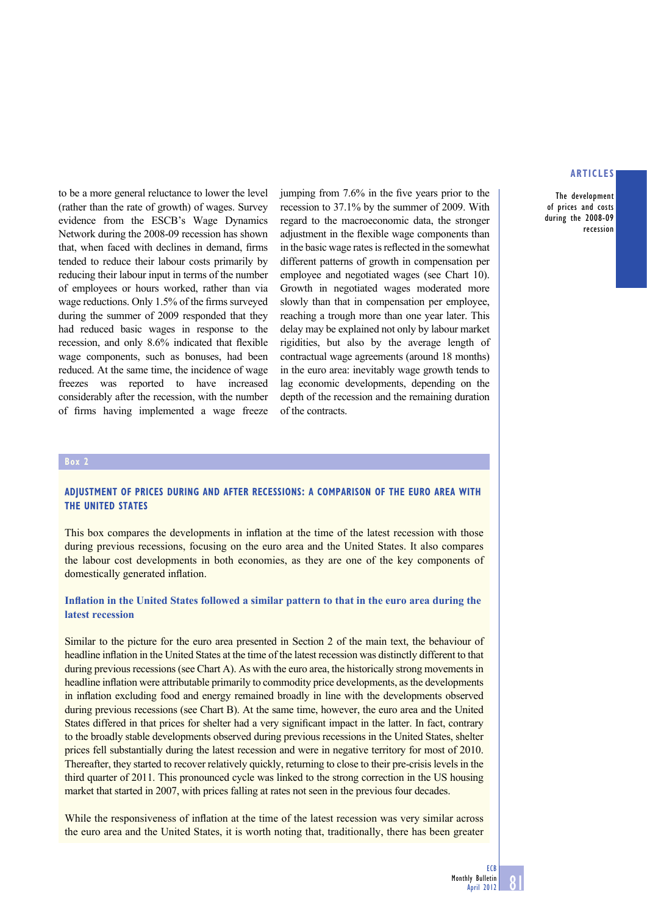to be a more general reluctance to lower the level (rather than the rate of growth) of wages. Survey evidence from the ESCB's Wage Dynamics Network during the 2008-09 recession has shown that, when faced with declines in demand, firms tended to reduce their labour costs primarily by reducing their labour input in terms of the number of employees or hours worked, rather than via wage reductions. Only 1.5% of the firms surveyed during the summer of 2009 responded that they had reduced basic wages in response to the recession, and only 8.6% indicated that flexible wage components, such as bonuses, had been reduced. At the same time, the incidence of wage freezes was reported to have increased considerably after the recession, with the number of firms having implemented a wage freeze jumping from 7.6% in the five years prior to the recession to 37.1% by the summer of 2009. With regard to the macroeconomic data, the stronger adjustment in the flexible wage components than in the basic wage rates is reflected in the somewhat different patterns of growth in compensation per employee and negotiated wages (see Chart 10). Growth in negotiated wages moderated more slowly than that in compensation per employee, reaching a trough more than one year later. This delay may be explained not only by labour market rigidities, but also by the average length of contractual wage agreements (around 18 months) in the euro area: inevitably wage growth tends to lag economic developments, depending on the depth of the recession and the remaining duration of the contracts.

**Box 2**

## ADJUSTMENT OF PRICES DURING AND AFTER RECESSIONS: A COMPARISON OF THE EURO AREA WITH THE UNITED STATES

This box compares the developments in inflation at the time of the latest recession with those during previous recessions, focusing on the euro area and the United States. It also compares the labour cost developments in both economies, as they are one of the key components of domestically generated inflation.

### Inflation in the United States followed a similar pattern to that in the euro area during the latest recession

Similar to the picture for the euro area presented in Section 2 of the main text, the behaviour of headline inflation in the United States at the time of the latest recession was distinctly different to that during previous recessions (see Chart A). As with the euro area, the historically strong movements in headline inflation were attributable primarily to commodity price developments, as the developments in inflation excluding food and energy remained broadly in line with the developments observed during previous recessions (see Chart B). At the same time, however, the euro area and the United States differed in that prices for shelter had a very significant impact in the latter. In fact, contrary to the broadly stable developments observed during previous recessions in the United States, shelter prices fell substantially during the latest recession and were in negative territory for most of 2010. Thereafter, they started to recover relatively quickly, returning to close to their pre-crisis levels in the third quarter of 2011. This pronounced cycle was linked to the strong correction in the US housing market that started in 2007, with prices falling at rates not seen in the previous four decades.

While the responsiveness of inflation at the time of the latest recession was very similar across the euro area and the United States, it is worth noting that, traditionally, there has been greater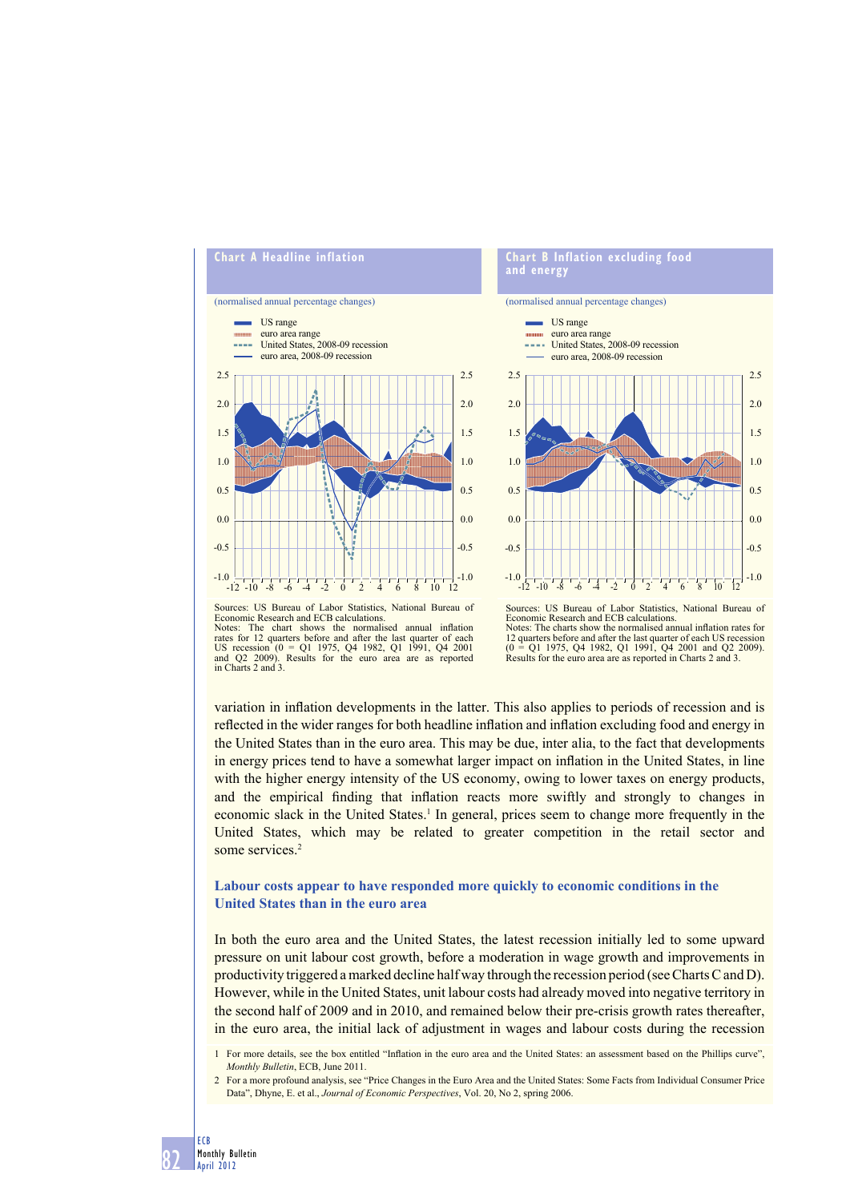**Chart A Headline inflation**

(normalised annual percentage changes)

- US range
- euro area range
- United States, 2008-09 recession
- euro area, 2008-09 recession

Sources: US Bureau of Labor Statistics, National Bureau of Economic Research and ECB calculations.
Notes: The chart shows the normalised annual inflation rates for 12 quarters before and after the last quarter of each US recession (0 = Q1 1975, Q4 1982, Q1 1991, Q4 2001 and Q2 2009). Results for the euro area are as reported in Charts 2 and 3.

**Chart B Inflation excluding food and energy**

(normalised annual percentage changes)

- US range
- euro area range
- United States, 2008-09 recession
- euro area, 2008-09 recession

Sources: US Bureau of Labor Statistics, National Bureau of Economic Research and ECB calculations.
Notes: The charts show the normalised annual inflation rates for 12 quarters before and after the last quarter of each US recession (0 = Q1 1975, Q4 1982, Q1 1991, Q4 2001 and Q2 2009). Results for the euro area are as reported in Charts 2 and 3.

variation in inflation developments in the latter. This also applies to periods of recession and is reflected in the wider ranges for both headline inflation and inflation excluding food and energy in the United States than in the euro area. This may be due, inter alia, to the fact that developments in energy prices tend to have a somewhat larger impact on inflation in the United States, in line with the higher energy intensity of the US economy, owing to lower taxes on energy products, and the empirical finding that inflation reacts more swiftly and strongly to changes in economic slack in the United States.[1] In general, prices seem to change more frequently in the United States, which may be related to greater competition in the retail sector and some services.[2]

### Labour costs appear to have responded more quickly to economic conditions in the United States than in the euro area

In both the euro area and the United States, the latest recession initially led to some upward pressure on unit labour cost growth, before a moderation in wage growth and improvements in productivity triggered a marked decline half way through the recession period (see Charts C and D). However, while in the United States, unit labour costs had already moved into negative territory in the second half of 2009 and in 2010, and remained below their pre-crisis growth rates thereafter, in the euro area, the initial lack of adjustment in wages and labour costs during the recession

1 For more details, see the box entitled "Inflation in the euro area and the United States: an assessment based on the Phillips curve", *Monthly Bulletin*, ECB, June 2011.

2 For a more profound analysis, see "Price Changes in the Euro Area and the United States: Some Facts from Individual Consumer Price Data", Dhyne, E. et al., *Journal of Economic Perspectives*, Vol. 20, No 2, spring 2006.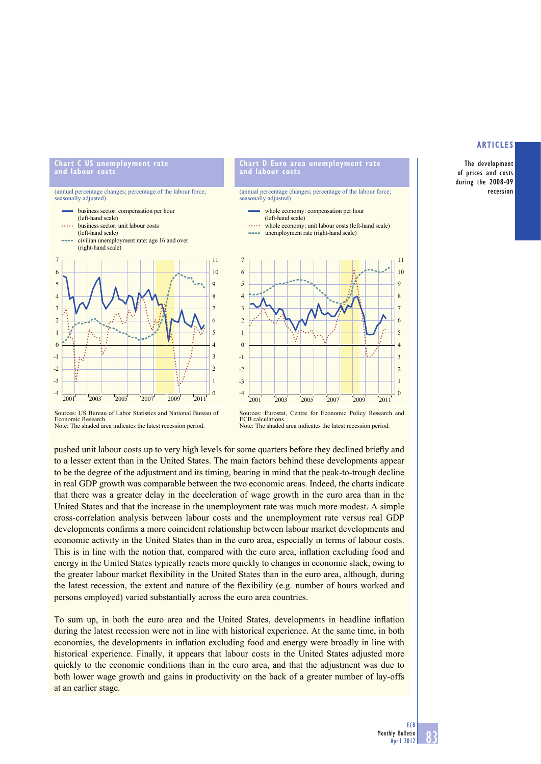**Chart C US unemployment rate and labour costs**

(annual percentage changes; percentage of the labour force; seasonally adjusted)

- business sector: compensation per hour (left-hand scale)
- business sector: unit labour costs (left-hand scale)
- civilian unemployment rate: age 16 and over (right-hand scale)

Sources: US Bureau of Labor Statistics and National Bureau of Economic Research.
Note: The shaded area indicates the latest recession period.

**Chart D Euro area unemployment rate and labour costs**

(annual percentage changes; percentage of the labour force; seasonally adjusted)

- whole economy: compensation per hour (left-hand scale)
- whole economy: unit labour costs (left-hand scale)
- unemployment rate (right-hand scale)

Sources: Eurostat, Centre for Economic Policy Research and ECB calculations.
Note: The shaded area indicates the latest recession period.

pushed unit labour costs up to very high levels for some quarters before they declined briefly and to a lesser extent than in the United States. The main factors behind these developments appear to be the degree of the adjustment and its timing, bearing in mind that the peak-to-trough decline in real GDP growth was comparable between the two economic areas. Indeed, the charts indicate that there was a greater delay in the deceleration of wage growth in the euro area than in the United States and that the increase in the unemployment rate was much more modest. A simple cross-correlation analysis between labour costs and the unemployment rate versus real GDP developments confirms a more coincident relationship between labour market developments and economic activity in the United States than in the euro area, especially in terms of labour costs. This is in line with the notion that, compared with the euro area, inflation excluding food and energy in the United States typically reacts more quickly to changes in economic slack, owing to the greater labour market flexibility in the United States than in the euro area, although, during the latest recession, the extent and nature of the flexibility (e.g. number of hours worked and persons employed) varied substantially across the euro area countries.

To sum up, in both the euro area and the United States, developments in headline inflation during the latest recession were not in line with historical experience. At the same time, in both economies, the developments in inflation excluding food and energy were broadly in line with historical experience. Finally, it appears that labour costs in the United States adjusted more quickly to the economic conditions than in the euro area, and that the adjustment was due to both lower wage growth and gains in productivity on the back of a greater number of lay-offs at an earlier stage.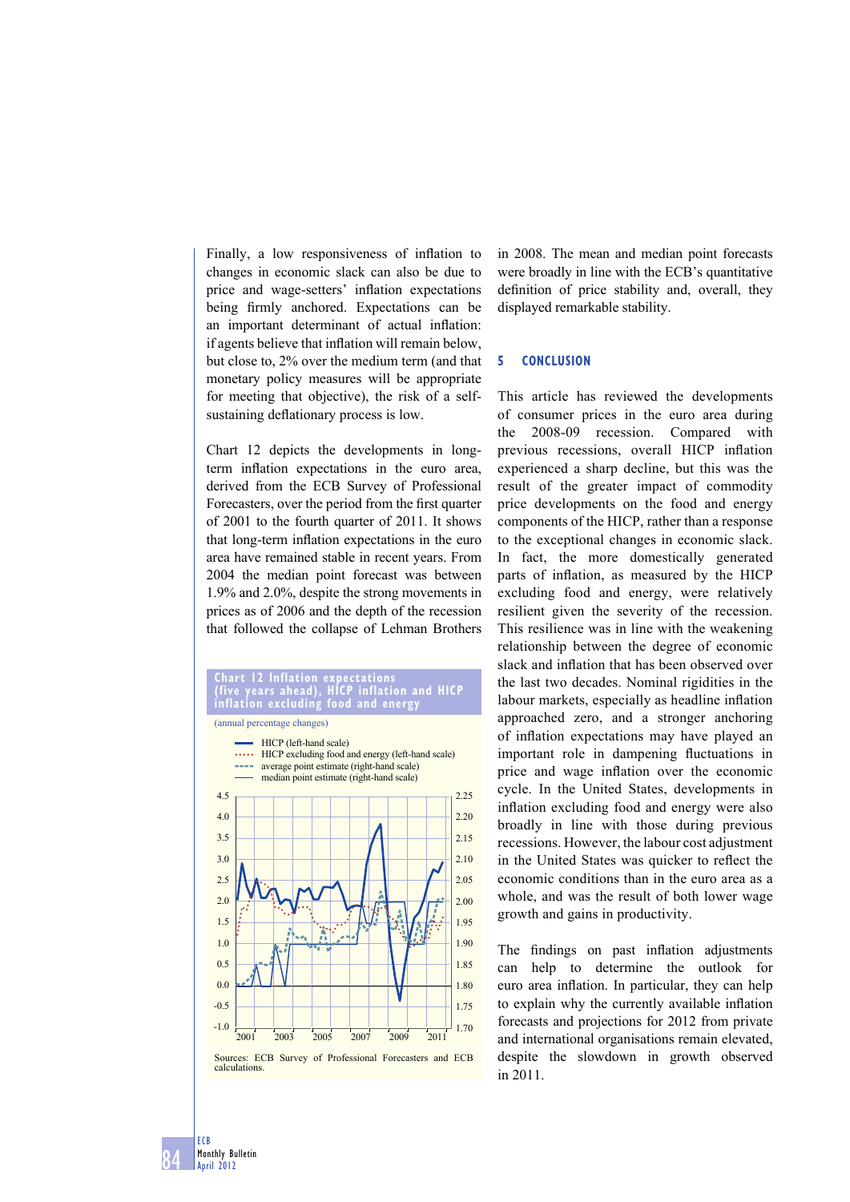Finally, a low responsiveness of inflation to changes in economic slack can also be due to price and wage-setters' inflation expectations being firmly anchored. Expectations can be an important determinant of actual inflation: if agents believe that inflation will remain below, but close to, 2% over the medium term (and that monetary policy measures will be appropriate for meeting that objective), the risk of a self-sustaining deflationary process is low.

Chart 12 depicts the developments in long-term inflation expectations in the euro area, derived from the ECB Survey of Professional Forecasters, over the period from the first quarter of 2001 to the fourth quarter of 2011. It shows that long-term inflation expectations in the euro area have remained stable in recent years. From 2004 the median point forecast was between 1.9% and 2.0%, despite the strong movements in prices as of 2006 and the depth of the recession that followed the collapse of Lehman Brothers in 2008. The mean and median point forecasts were broadly in line with the ECB's quantitative definition of price stability and, overall, they displayed remarkable stability.

**Chart 12 Inflation expectations (five years ahead), HICP inflation and HICP inflation excluding food and energy**

(annual percentage changes)

- HICP (left-hand scale)
- HICP excluding food and energy (left-hand scale)
- average point estimate (right-hand scale)
- median point estimate (right-hand scale)

Sources: ECB Survey of Professional Forecasters and ECB calculations.

## 5 CONCLUSION

This article has reviewed the developments of consumer prices in the euro area during the 2008-09 recession. Compared with previous recessions, overall HICP inflation experienced a sharp decline, but this was the result of the greater impact of commodity price developments on the food and energy components of the HICP, rather than a response to the exceptional changes in economic slack. In fact, the more domestically generated parts of inflation, as measured by the HICP excluding food and energy, were relatively resilient given the severity of the recession. This resilience was in line with the weakening relationship between the degree of economic slack and inflation that has been observed over the last two decades. Nominal rigidities in the labour markets, especially as headline inflation approached zero, and a stronger anchoring of inflation expectations may have played an important role in dampening fluctuations in price and wage inflation over the economic cycle. In the United States, developments in inflation excluding food and energy were also broadly in line with those during previous recessions. However, the labour cost adjustment in the United States was quicker to reflect the economic conditions than in the euro area as a whole, and was the result of both lower wage growth and gains in productivity.

The findings on past inflation adjustments can help to determine the outlook for euro area inflation. In particular, they can help to explain why the currently available inflation forecasts and projections for 2012 from private and international organisations remain elevated, despite the slowdown in growth observed in 2011.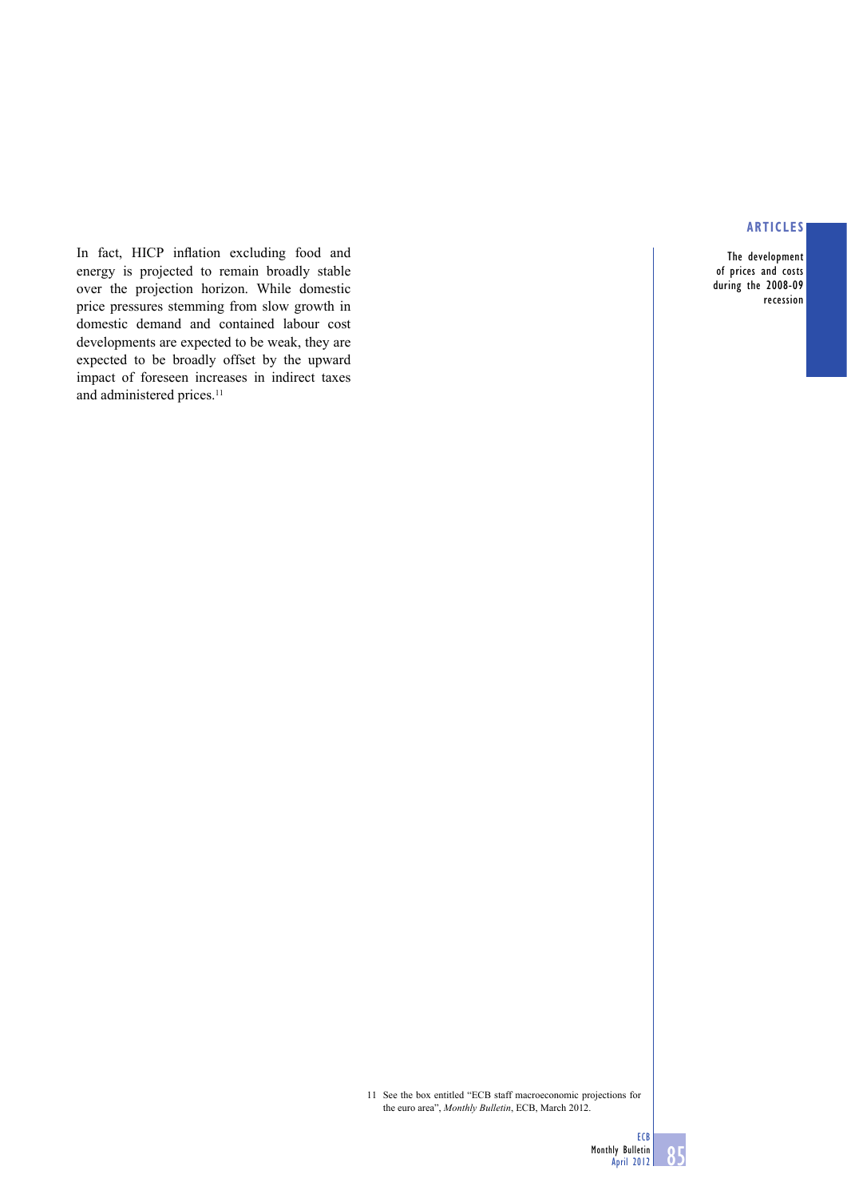In fact, HICP inflation excluding food and energy is projected to remain broadly stable over the projection horizon. While domestic price pressures stemming from slow growth in domestic demand and contained labour cost developments are expected to be weak, they are expected to be broadly offset by the upward impact of foreseen increases in indirect taxes and administered prices.[11]

11 See the box entitled "ECB staff macroeconomic projections for the euro area", *Monthly Bulletin*, ECB, March 2012.